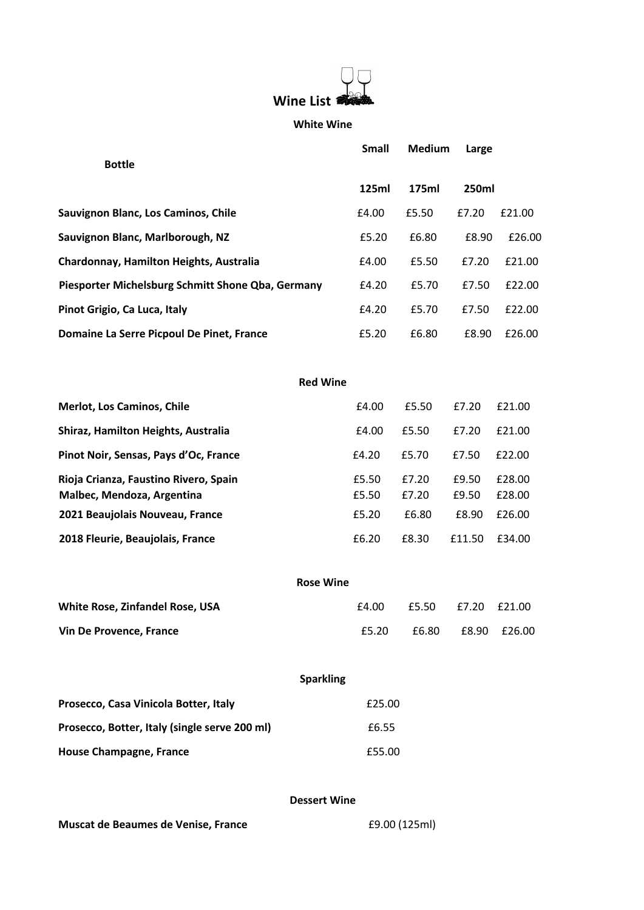# Wine List

## White Wine

| | Small | Medium | Large | Bottle |
|---|---|---|---|---|
| | 125ml | 175ml | 250ml | |
| **Sauvignon Blanc, Los Caminos, Chile** | £4.00 | £5.50 | £7.20 | £21.00 |
| **Sauvignon Blanc, Marlborough, NZ** | £5.20 | £6.80 | £8.90 | £26.00 |
| **Chardonnay, Hamilton Heights, Australia** | £4.00 | £5.50 | £7.20 | £21.00 |
| **Piesporter Michelsburg Schmitt Shone Qba, Germany** | £4.20 | £5.70 | £7.50 | £22.00 |
| **Pinot Grigio, Ca Luca, Italy** | £4.20 | £5.70 | £7.50 | £22.00 |
| **Domaine La Serre Picpoul De Pinet, France** | £5.20 | £6.80 | £8.90 | £26.00 |

## Red Wine

| | | | | |
|---|---|---|---|---|
| **Merlot, Los Caminos, Chile** | £4.00 | £5.50 | £7.20 | £21.00 |
| **Shiraz, Hamilton Heights, Australia** | £4.00 | £5.50 | £7.20 | £21.00 |
| **Pinot Noir, Sensas, Pays d'Oc, France** | £4.20 | £5.70 | £7.50 | £22.00 |
| **Rioja Crianza, Faustino Rivero, Spain** | £5.50 | £7.20 | £9.50 | £28.00 |
| **Malbec, Mendoza, Argentina** | £5.50 | £7.20 | £9.50 | £28.00 |
| **2021 Beaujolais Nouveau, France** | £5.20 | £6.80 | £8.90 | £26.00 |
| **2018 Fleurie, Beaujolais, France** | £6.20 | £8.30 | £11.50 | £34.00 |

## Rose Wine

| | | | | |
|---|---|---|---|---|
| **White Rose, Zinfandel Rose, USA** | £4.00 | £5.50 | £7.20 | £21.00 |
| **Vin De Provence, France** | £5.20 | £6.80 | £8.90 | £26.00 |

## Sparkling

| | |
|---|---|
| **Prosecco, Casa Vinicola Botter, Italy** | £25.00 |
| **Prosecco, Botter, Italy (single serve 200 ml)** | £6.55 |
| **House Champagne, France** | £55.00 |

## Dessert Wine

| | |
|---|---|
| **Muscat de Beaumes de Venise, France** | £9.00 (125ml) |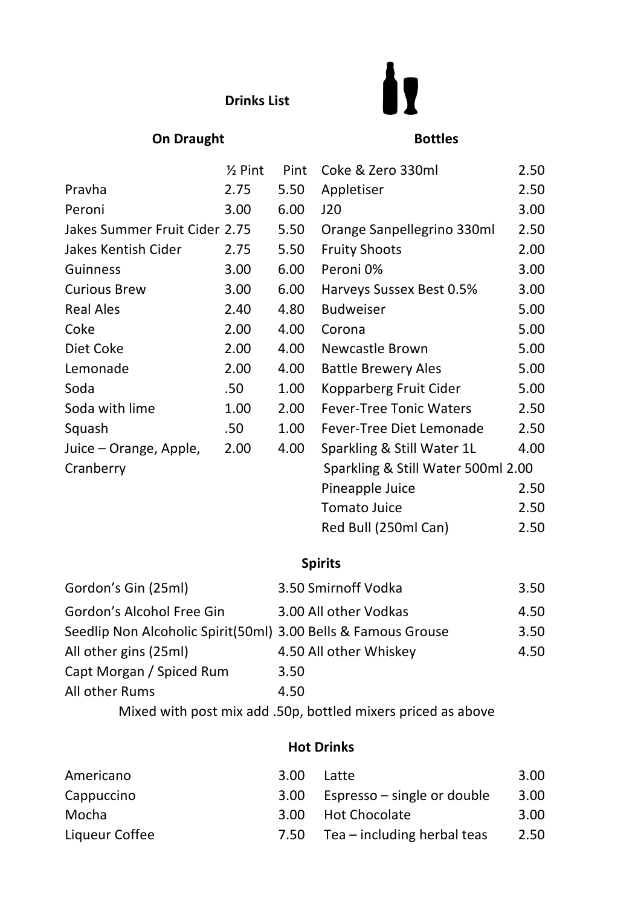# Drinks List

## On Draught

| | ½ Pint | Pint |
|---|---|---|
| Pravha | 2.75 | 5.50 |
| Peroni | 3.00 | 6.00 |
| Jakes Summer Fruit Cider | 2.75 | 5.50 |
| Jakes Kentish Cider | 2.75 | 5.50 |
| Guinness | 3.00 | 6.00 |
| Curious Brew | 3.00 | 6.00 |
| Real Ales | 2.40 | 4.80 |
| Coke | 2.00 | 4.00 |
| Diet Coke | 2.00 | 4.00 |
| Lemonade | 2.00 | 4.00 |
| Soda | .50 | 1.00 |
| Soda with lime | 1.00 | 2.00 |
| Squash | .50 | 1.00 |
| Juice – Orange, Apple, Cranberry | 2.00 | 4.00 |

## Bottles

| | |
|---|---|
| Coke & Zero 330ml | 2.50 |
| Appletiser | 2.50 |
| J20 | 3.00 |
| Orange Sanpellegrino 330ml | 2.50 |
| Fruity Shoots | 2.00 |
| Peroni 0% | 3.00 |
| Harveys Sussex Best 0.5% | 3.00 |
| Budweiser | 5.00 |
| Corona | 5.00 |
| Newcastle Brown | 5.00 |
| Battle Brewery Ales | 5.00 |
| Kopparberg Fruit Cider | 5.00 |
| Fever-Tree Tonic Waters | 2.50 |
| Fever-Tree Diet Lemonade | 2.50 |
| Sparkling & Still Water 1L | 4.00 |
| Sparkling & Still Water 500ml | 2.00 |
| Pineapple Juice | 2.50 |
| Tomato Juice | 2.50 |
| Red Bull (250ml Can) | 2.50 |

## Spirits

| | | | |
|---|---|---|---|
| Gordon's Gin (25ml) | 3.50 | Smirnoff Vodka | 3.50 |
| Gordon's Alcohol Free Gin | 3.00 | All other Vodkas | 4.50 |
| Seedlip Non Alcoholic Spirit(50ml) | 3.00 | Bells & Famous Grouse | 3.50 |
| All other gins (25ml) | 4.50 | All other Whiskey | 4.50 |
| Capt Morgan / Spiced Rum | 3.50 | | |
| All other Rums | 4.50 | | |

Mixed with post mix add .50p, bottled mixers priced as above

## Hot Drinks

| | | | |
|---|---|---|---|
| Americano | 3.00 | Latte | 3.00 |
| Cappuccino | 3.00 | Espresso – single or double | 3.00 |
| Mocha | 3.00 | Hot Chocolate | 3.00 |
| Liqueur Coffee | 7.50 | Tea – including herbal teas | 2.50 |